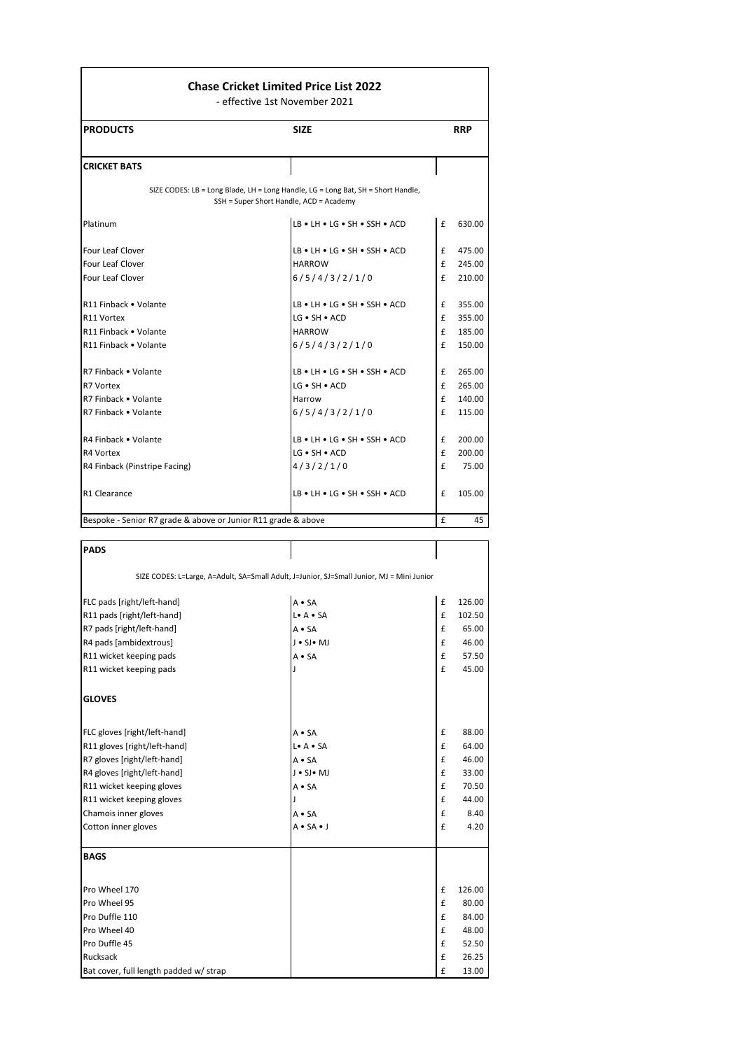# Chase Cricket Limited Price List 2022

- effective 1st November 2021

| PRODUCTS | SIZE | RRP |
|---|---|---|
| **CRICKET BATS** | | |
| SIZE CODES: LB = Long Blade, LH = Long Handle, LG = Long Bat, SH = Short Handle, SSH = Super Short Handle, ACD = Academy | | |
| Platinum | LB • LH • LG • SH • SSH • ACD | £ 630.00 |
| Four Leaf Clover | LB • LH • LG • SH • SSH • ACD | £ 475.00 |
| Four Leaf Clover | HARROW | £ 245.00 |
| Four Leaf Clover | 6 / 5 / 4 / 3 / 2 / 1 / 0 | £ 210.00 |
| R11 Finback • Volante | LB • LH • LG • SH • SSH • ACD | £ 355.00 |
| R11 Vortex | LG • SH • ACD | £ 355.00 |
| R11 Finback • Volante | HARROW | £ 185.00 |
| R11 Finback • Volante | 6 / 5 / 4 / 3 / 2 / 1 / 0 | £ 150.00 |
| R7 Finback • Volante | LB • LH • LG • SH • SSH • ACD | £ 265.00 |
| R7 Vortex | LG • SH • ACD | £ 265.00 |
| R7 Finback • Volante | Harrow | £ 140.00 |
| R7 Finback • Volante | 6 / 5 / 4 / 3 / 2 / 1 / 0 | £ 115.00 |
| R4 Finback • Volante | LB • LH • LG • SH • SSH • ACD | £ 200.00 |
| R4 Vortex | LG • SH • ACD | £ 200.00 |
| R4 Finback (Pinstripe Facing) | 4 / 3 / 2 / 1 / 0 | £ 75.00 |
| R1 Clearance | LB • LH • LG • SH • SSH • ACD | £ 105.00 |
| Bespoke - Senior R7 grade & above or Junior R11 grade & above | | £ 45 |

| PRODUCTS | SIZE | RRP |
|---|---|---|
| **PADS** | | |
| SIZE CODES: L=Large, A=Adult, SA=Small Adult, J=Junior, SJ=Small Junior, MJ = Mini Junior | | |
| FLC pads [right/left-hand] | A • SA | £ 126.00 |
| R11 pads [right/left-hand] | L• A • SA | £ 102.50 |
| R7 pads [right/left-hand] | A • SA | £ 65.00 |
| R4 pads [ambidextrous] | J • SJ• MJ | £ 46.00 |
| R11 wicket keeping pads | A • SA | £ 57.50 |
| R11 wicket keeping pads | J | £ 45.00 |
| **GLOVES** | | |
| FLC gloves [right/left-hand] | A • SA | £ 88.00 |
| R11 gloves [right/left-hand] | L• A • SA | £ 64.00 |
| R7 gloves [right/left-hand] | A • SA | £ 46.00 |
| R4 gloves [right/left-hand] | J • SJ• MJ | £ 33.00 |
| R11 wicket keeping gloves | A • SA | £ 70.50 |
| R11 wicket keeping gloves | J | £ 44.00 |
| Chamois inner gloves | A • SA | £ 8.40 |
| Cotton inner gloves | A • SA • J | £ 4.20 |
| **BAGS** | | |
| Pro Wheel 170 | | £ 126.00 |
| Pro Wheel 95 | | £ 80.00 |
| Pro Duffle 110 | | £ 84.00 |
| Pro Wheel 40 | | £ 48.00 |
| Pro Duffle 45 | | £ 52.50 |
| Rucksack | | £ 26.25 |
| Bat cover, full length padded w/ strap | | £ 13.00 |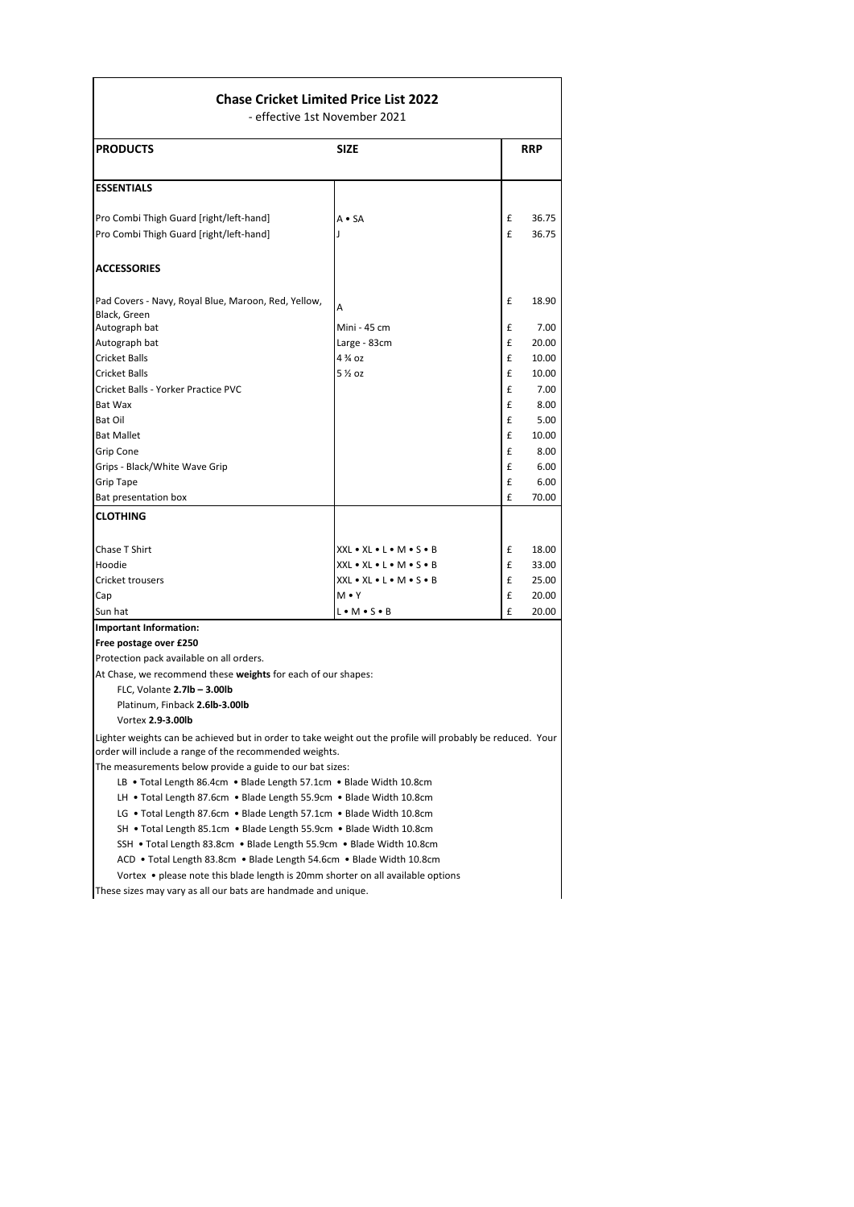# Chase Cricket Limited Price List 2022

- effective 1st November 2021

| PRODUCTS | SIZE | RRP |
|---|---|---|
| **ESSENTIALS** | | |
| Pro Combi Thigh Guard [right/left-hand] | A • SA | £ 36.75 |
| Pro Combi Thigh Guard [right/left-hand] | J | £ 36.75 |
| **ACCESSORIES** | | |
| Pad Covers - Navy, Royal Blue, Maroon, Red, Yellow, Black, Green | A | £ 18.90 |
| Autograph bat | Mini - 45 cm | £ 7.00 |
| Autograph bat | Large - 83cm | £ 20.00 |
| Cricket Balls | 4 ¾ oz | £ 10.00 |
| Cricket Balls | 5 ½ oz | £ 10.00 |
| Cricket Balls - Yorker Practice PVC | | £ 7.00 |
| Bat Wax | | £ 8.00 |
| Bat Oil | | £ 5.00 |
| Bat Mallet | | £ 10.00 |
| Grip Cone | | £ 8.00 |
| Grips - Black/White Wave Grip | | £ 6.00 |
| Grip Tape | | £ 6.00 |
| Bat presentation box | | £ 70.00 |
| **CLOTHING** | | |
| Chase T Shirt | XXL • XL • L • M • S • B | £ 18.00 |
| Hoodie | XXL • XL • L • M • S • B | £ 33.00 |
| Cricket trousers | XXL • XL • L • M • S • B | £ 25.00 |
| Cap | M • Y | £ 20.00 |
| Sun hat | L • M • S • B | £ 20.00 |

**Important Information:**

**Free postage over £250**

Protection pack available on all orders.

At Chase, we recommend these **weights** for each of our shapes:

- FLC, Volante **2.7lb – 3.00lb**
- Platinum, Finback **2.6lb-3.00lb**
- Vortex **2.9-3.00lb**

Lighter weights can be achieved but in order to take weight out the profile will probably be reduced. Your order will include a range of the recommended weights.

The measurements below provide a guide to our bat sizes:

- LB • Total Length 86.4cm • Blade Length 57.1cm • Blade Width 10.8cm
- LH • Total Length 87.6cm • Blade Length 55.9cm • Blade Width 10.8cm
- LG • Total Length 87.6cm • Blade Length 57.1cm • Blade Width 10.8cm
- SH • Total Length 85.1cm • Blade Length 55.9cm • Blade Width 10.8cm
- SSH • Total Length 83.8cm • Blade Length 55.9cm • Blade Width 10.8cm
- ACD • Total Length 83.8cm • Blade Length 54.6cm • Blade Width 10.8cm
- Vortex • please note this blade length is 20mm shorter on all available options

These sizes may vary as all our bats are handmade and unique.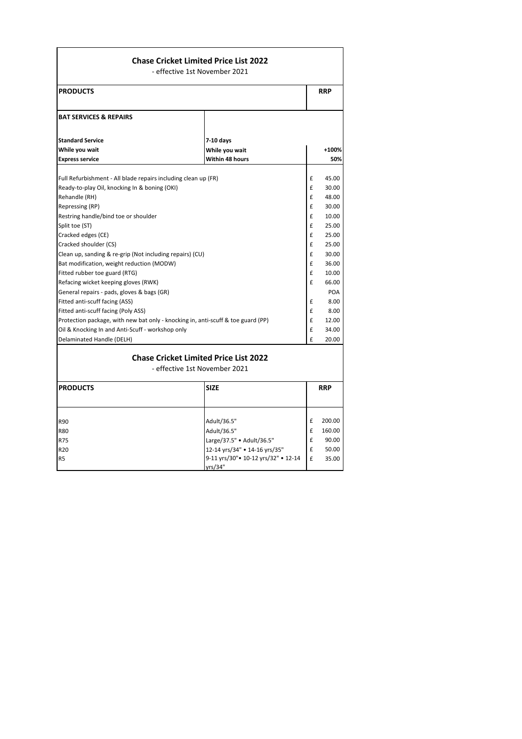## Chase Cricket Limited Price List 2022

- effective 1st November 2021

| PRODUCTS | | RRP |
|---|---|---|
| **BAT SERVICES & REPAIRS** | | |
| **Standard Service** | **7-10 days** | |
| **While you wait** | **While you wait** | **+100%** |
| **Express service** | **Within 48 hours** | **50%** |
| Full Refurbishment - All blade repairs including clean up (FR) | | £ 45.00 |
| Ready-to-play Oil, knocking In & boning (OKI) | | £ 30.00 |
| Rehandle (RH) | | £ 48.00 |
| Repressing (RP) | | £ 30.00 |
| Restring handle/bind toe or shoulder | | £ 10.00 |
| Split toe (ST) | | £ 25.00 |
| Cracked edges (CE) | | £ 25.00 |
| Cracked shoulder (CS) | | £ 25.00 |
| Clean up, sanding & re-grip (Not including repairs) (CU) | | £ 30.00 |
| Bat modification, weight reduction (MODW) | | £ 36.00 |
| Fitted rubber toe guard (RTG) | | £ 10.00 |
| Refacing wicket keeping gloves (RWK) | | £ 66.00 |
| General repairs - pads, gloves & bags (GR) | | POA |
| Fitted anti-scuff facing (ASS) | | £ 8.00 |
| Fitted anti-scuff facing (Poly ASS) | | £ 8.00 |
| Protection package, with new bat only - knocking in, anti-scuff & toe guard (PP) | | £ 12.00 |
| Oil & Knocking In and Anti-Scuff - workshop only | | £ 34.00 |
| Delaminated Handle (DELH) | | £ 20.00 |

## Chase Cricket Limited Price List 2022

- effective 1st November 2021

| PRODUCTS | SIZE | RRP |
|---|---|---|
| R90 | Adult/36.5" | £ 200.00 |
| R80 | Adult/36.5" | £ 160.00 |
| R75 | Large/37.5" • Adult/36.5" | £ 90.00 |
| R20 | 12-14 yrs/34" • 14-16 yrs/35" | £ 50.00 |
| R5 | 9-11 yrs/30"• 10-12 yrs/32" • 12-14 yrs/34" | £ 35.00 |